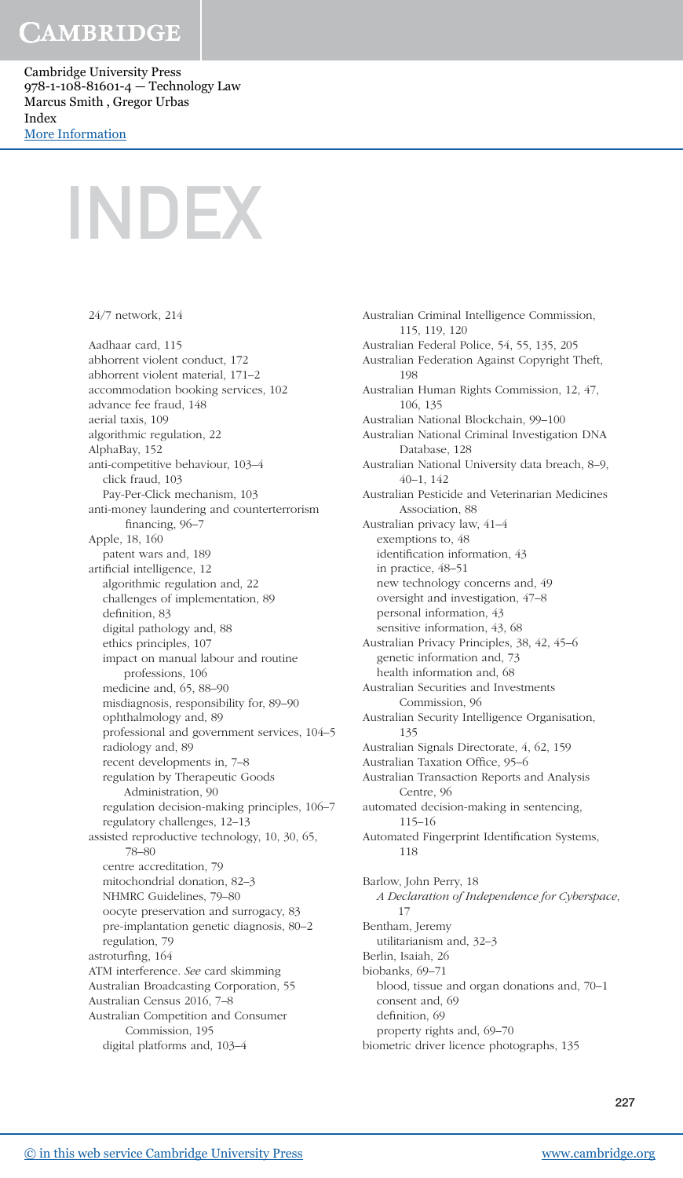# INDEX

24/7 network, 214

Aadhaar card, 115
abhorrent violent conduct, 172
abhorrent violent material, 171–2
accommodation booking services, 102
advance fee fraud, 148
aerial taxis, 109
algorithmic regulation, 22
AlphaBay, 152
anti-competitive behaviour, 103–4
  click fraud, 103
  Pay-Per-Click mechanism, 103
anti-money laundering and counterterrorism financing, 96–7
Apple, 18, 160
  patent wars and, 189
artificial intelligence, 12
  algorithmic regulation and, 22
  challenges of implementation, 89
  definition, 83
  digital pathology and, 88
  ethics principles, 107
  impact on manual labour and routine professions, 106
  medicine and, 65, 88–90
  misdiagnosis, responsibility for, 89–90
  ophthalmology and, 89
  professional and government services, 104–5
  radiology and, 89
  recent developments in, 7–8
  regulation by Therapeutic Goods Administration, 90
  regulation decision-making principles, 106–7
  regulatory challenges, 12–13
assisted reproductive technology, 10, 30, 65, 78–80
  centre accreditation, 79
  mitochondrial donation, 82–3
  NHMRC Guidelines, 79–80
  oocyte preservation and surrogacy, 83
  pre-implantation genetic diagnosis, 80–2
  regulation, 79
astroturfing, 164
ATM interference. *See* card skimming
Australian Broadcasting Corporation, 55
Australian Census 2016, 7–8
Australian Competition and Consumer Commission, 195
  digital platforms and, 103–4
Australian Criminal Intelligence Commission, 115, 119, 120
Australian Federal Police, 54, 55, 135, 205
Australian Federation Against Copyright Theft, 198
Australian Human Rights Commission, 12, 47, 106, 135
Australian National Blockchain, 99–100
Australian National Criminal Investigation DNA Database, 128
Australian National University data breach, 8–9, 40–1, 142
Australian Pesticide and Veterinarian Medicines Association, 88
Australian privacy law, 41–4
  exemptions to, 48
  identification information, 43
  in practice, 48–51
  new technology concerns and, 49
  oversight and investigation, 47–8
  personal information, 43
  sensitive information, 43, 68
Australian Privacy Principles, 38, 42, 45–6
  genetic information and, 73
  health information and, 68
Australian Securities and Investments Commission, 96
Australian Security Intelligence Organisation, 135
Australian Signals Directorate, 4, 62, 159
Australian Taxation Office, 95–6
Australian Transaction Reports and Analysis Centre, 96
automated decision-making in sentencing, 115–16
Automated Fingerprint Identification Systems, 118

Barlow, John Perry, 18
  *A Declaration of Independence for Cyberspace*, 17
Bentham, Jeremy
  utilitarianism and, 32–3
Berlin, Isaiah, 26
biobanks, 69–71
  blood, tissue and organ donations and, 70–1
  consent and, 69
  definition, 69
  property rights and, 69–70
biometric driver licence photographs, 135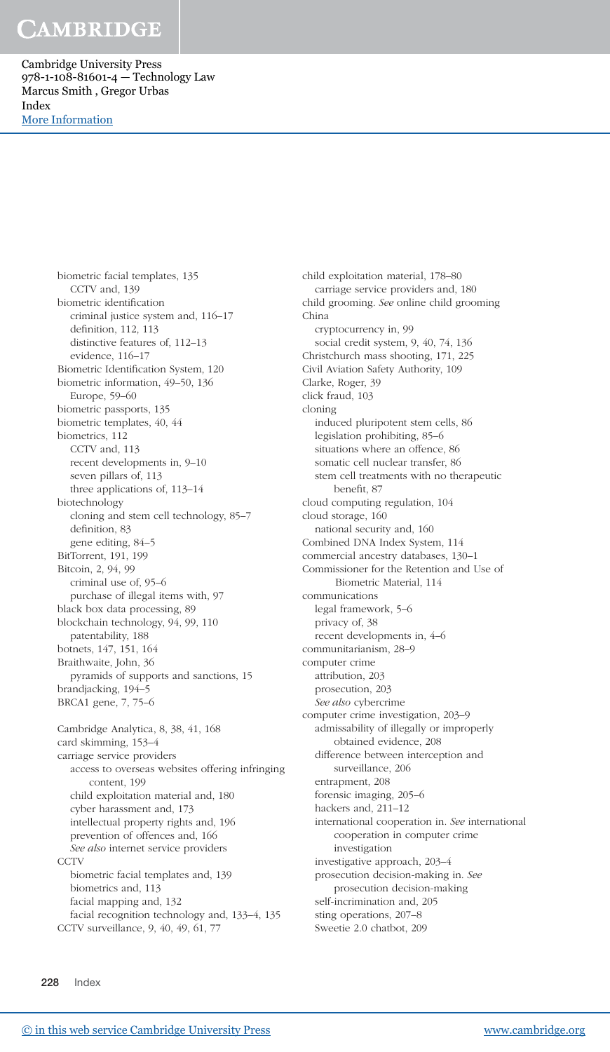biometric facial templates, 135
  CCTV and, 139
biometric identification
  criminal justice system and, 116–17
  definition, 112, 113
  distinctive features of, 112–13
  evidence, 116–17
Biometric Identification System, 120
biometric information, 49–50, 136
  Europe, 59–60
biometric passports, 135
biometric templates, 40, 44
biometrics, 112
  CCTV and, 113
  recent developments in, 9–10
  seven pillars of, 113
  three applications of, 113–14
biotechnology
  cloning and stem cell technology, 85–7
  definition, 83
  gene editing, 84–5
BitTorrent, 191, 199
Bitcoin, 2, 94, 99
  criminal use of, 95–6
  purchase of illegal items with, 97
black box data processing, 89
blockchain technology, 94, 99, 110
  patentability, 188
botnets, 147, 151, 164
Braithwaite, John, 36
  pyramids of supports and sanctions, 15
brandjacking, 194–5
BRCA1 gene, 7, 75–6

Cambridge Analytica, 8, 38, 41, 168
card skimming, 153–4
carriage service providers
  access to overseas websites offering infringing content, 199
  child exploitation material and, 180
  cyber harassment and, 173
  intellectual property rights and, 196
  prevention of offences and, 166
  *See also* internet service providers
CCTV
  biometric facial templates and, 139
  biometrics and, 113
  facial mapping and, 132
  facial recognition technology and, 133–4, 135
CCTV surveillance, 9, 40, 49, 61, 77

child exploitation material, 178–80
  carriage service providers and, 180
child grooming. *See* online child grooming
China
  cryptocurrency in, 99
  social credit system, 9, 40, 74, 136
Christchurch mass shooting, 171, 225
Civil Aviation Safety Authority, 109
Clarke, Roger, 39
click fraud, 103
cloning
  induced pluripotent stem cells, 86
  legislation prohibiting, 85–6
  situations where an offence, 86
  somatic cell nuclear transfer, 86
  stem cell treatments with no therapeutic benefit, 87
cloud computing regulation, 104
cloud storage, 160
  national security and, 160
Combined DNA Index System, 114
commercial ancestry databases, 130–1
Commissioner for the Retention and Use of Biometric Material, 114
communications
  legal framework, 5–6
  privacy of, 38
  recent developments in, 4–6
communitarianism, 28–9
computer crime
  attribution, 203
  prosecution, 203
  *See also* cybercrime
computer crime investigation, 203–9
  admissability of illegally or improperly obtained evidence, 208
  difference between interception and surveillance, 206
  entrapment, 208
  forensic imaging, 205–6
  hackers and, 211–12
  international cooperation in. *See* international cooperation in computer crime investigation
  investigative approach, 203–4
  prosecution decision-making in. *See* prosecution decision-making
  self-incrimination and, 205
  sting operations, 207–8
  Sweetie 2.0 chatbot, 209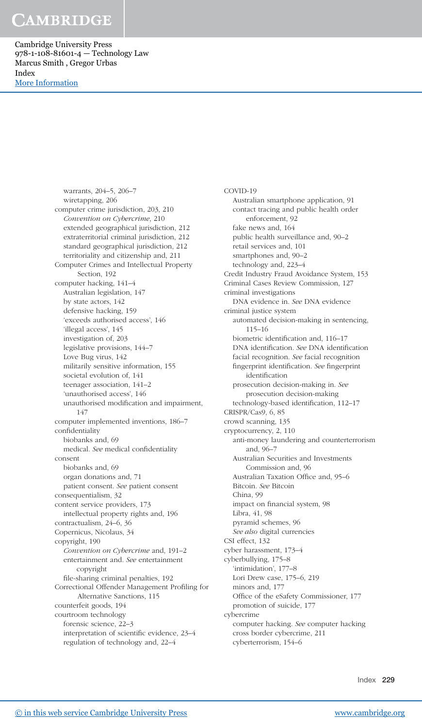warrants, 204–5, 206–7
wiretapping, 206

computer crime jurisdiction, 203, 210
- *Convention on Cybercrime*, 210
- extended geographical jurisdiction, 212
- extraterritorial criminal jurisdiction, 212
- standard geographical jurisdiction, 212
- territoriality and citizenship and, 211

Computer Crimes and Intellectual Property Section, 192

computer hacking, 141–4
- Australian legislation, 147
- by state actors, 142
- defensive hacking, 159
- 'exceeds authorised access', 146
- 'illegal access', 145
- investigation of, 203
- legislative provisions, 144–7
- Love Bug virus, 142
- militarily sensitive information, 155
- societal evolution of, 141
- teenager association, 141–2
- 'unauthorised access', 146
- unauthorised modification and impairment, 147

computer implemented inventions, 186–7

confidentiality
- biobanks and, 69
- medical. *See* medical confidentiality

consent
- biobanks and, 69
- organ donations and, 71
- patient consent. *See* patient consent

consequentialism, 32

content service providers, 173
- intellectual property rights and, 196

contractualism, 24–6, 36

Copernicus, Nicolaus, 34

copyright, 190
- *Convention on Cybercrime* and, 191–2
- entertainment and. *See* entertainment copyright
- file-sharing criminal penalties, 192

Correctional Offender Management Profiling for Alternative Sanctions, 115

counterfeit goods, 194

courtroom technology
- forensic science, 22–3
- interpretation of scientific evidence, 23–4
- regulation of technology and, 22–4

COVID-19
- Australian smartphone application, 91
- contact tracing and public health order enforcement, 92
- fake news and, 164
- public health surveillance and, 90–2
- retail services and, 101
- smartphones and, 90–2
- technology and, 223–4

Credit Industry Fraud Avoidance System, 153

Criminal Cases Review Commission, 127

criminal investigations
- DNA evidence in. *See* DNA evidence

criminal justice system
- automated decision-making in sentencing, 115–16
- biometric identification and, 116–17
- DNA identification. *See* DNA identification
- facial recognition. *See* facial recognition
- fingerprint identification. *See* fingerprint identification
- prosecution decision-making in. *See* prosecution decision-making
- technology-based identification, 112–17

CRISPR/Cas9, 6, 85

crowd scanning, 135

cryptocurrency, 2, 110
- anti-money laundering and counterterrorism and, 96–7
- Australian Securities and Investments Commission and, 96
- Australian Taxation Office and, 95–6
- Bitcoin. *See* Bitcoin
- China, 99
- impact on financial system, 98
- Libra, 41, 98
- pyramid schemes, 96
- *See also* digital currencies

CSI effect, 132

cyber harassment, 173–4

cyberbullying, 175–8
- 'intimidation', 177–8
- Lori Drew case, 175–6, 219
- minors and, 177
- Office of the eSafety Commissioner, 177
- promotion of suicide, 177

cybercrime
- computer hacking. *See* computer hacking
- cross border cybercrime, 211
- cyberterrorism, 154–6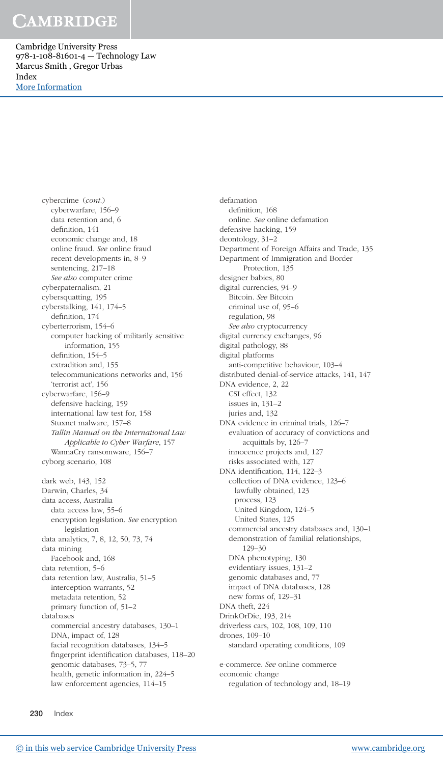cybercrime (*cont.*)
  cyberwarfare, 156–9
  data retention and, 6
  definition, 141
  economic change and, 18
  online fraud. *See* online fraud
  recent developments in, 8–9
  sentencing, 217–18
  *See also* computer crime
cyberpaternalism, 21
cybersquatting, 195
cyberstalking, 141, 174–5
  definition, 174
cyberterrorism, 154–6
  computer hacking of militarily sensitive information, 155
  definition, 154–5
  extradition and, 155
  telecommunications networks and, 156
  'terrorist act', 156
cyberwarfare, 156–9
  defensive hacking, 159
  international law test for, 158
  Stuxnet malware, 157–8
  *Tallin Manual on the International Law Applicable to Cyber Warfare*, 157
  WannaCry ransomware, 156–7
cyborg scenario, 108

dark web, 143, 152
Darwin, Charles, 34
data access, Australia
  data access law, 55–6
  encryption legislation. *See* encryption legislation
data analytics, 7, 8, 12, 50, 73, 74
data mining
  Facebook and, 168
data retention, 5–6
data retention law, Australia, 51–5
  interception warrants, 52
  metadata retention, 52
  primary function of, 51–2
databases
  commercial ancestry databases, 130–1
  DNA, impact of, 128
  facial recognition databases, 134–5
  fingerprint identification databases, 118–20
  genomic databases, 73–5, 77
  health, genetic information in, 224–5
  law enforcement agencies, 114–15

defamation
  definition, 168
  online. *See* online defamation
defensive hacking, 159
deontology, 31–2
Department of Foreign Affairs and Trade, 135
Department of Immigration and Border Protection, 135
designer babies, 80
digital currencies, 94–9
  Bitcoin. *See* Bitcoin
  criminal use of, 95–6
  regulation, 98
  *See also* cryptocurrency
digital currency exchanges, 96
digital pathology, 88
digital platforms
  anti-competitive behaviour, 103–4
distributed denial-of-service attacks, 141, 147
DNA evidence, 2, 22
  CSI effect, 132
  issues in, 131–2
  juries and, 132
DNA evidence in criminal trials, 126–7
  evaluation of accuracy of convictions and acquittals by, 126–7
  innocence projects and, 127
  risks associated with, 127
DNA identification, 114, 122–3
  collection of DNA evidence, 123–6
    lawfully obtained, 123
    process, 123
    United Kingdom, 124–5
    United States, 125
  commercial ancestry databases and, 130–1
  demonstration of familial relationships, 129–30
  DNA phenotyping, 130
  evidentiary issues, 131–2
  genomic databases and, 77
  impact of DNA databases, 128
  new forms of, 129–31
DNA theft, 224
DrinkOrDie, 193, 214
driverless cars, 102, 108, 109, 110
drones, 109–10
  standard operating conditions, 109

e-commerce. *See* online commerce
economic change
  regulation of technology and, 18–19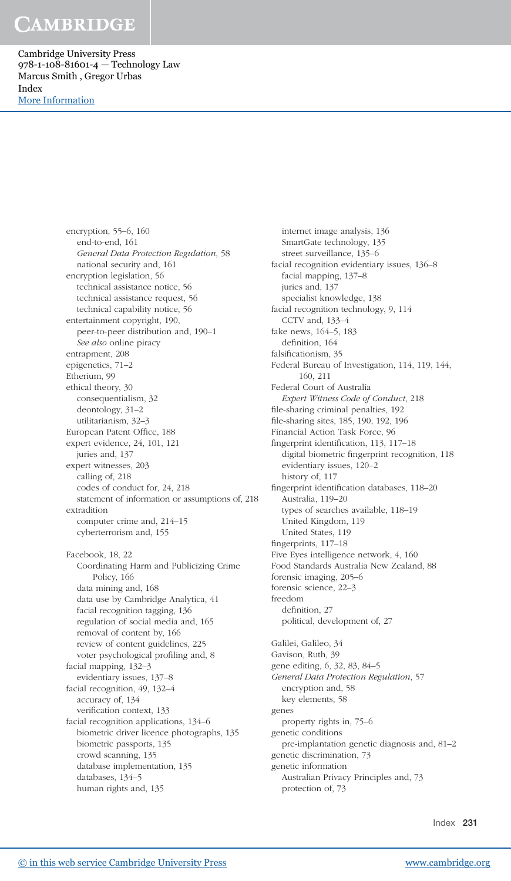encryption, 55–6, 160
  end-to-end, 161
  *General Data Protection Regulation*, 58
  national security and, 161
encryption legislation, 56
  technical assistance notice, 56
  technical assistance request, 56
  technical capability notice, 56
entertainment copyright, 190,
  peer-to-peer distribution and, 190–1
  *See also* online piracy
entrapment, 208
epigenetics, 71–2
Etherium, 99
ethical theory, 30
  consequentialism, 32
  deontology, 31–2
  utilitarianism, 32–3
European Patent Office, 188
expert evidence, 24, 101, 121
  juries and, 137
expert witnesses, 203
  calling of, 218
  codes of conduct for, 24, 218
  statement of information or assumptions of, 218
extradition
  computer crime and, 214–15
  cyberterrorism and, 155

Facebook, 18, 22
  Coordinating Harm and Publicizing Crime Policy, 166
  data mining and, 168
  data use by Cambridge Analytica, 41
  facial recognition tagging, 136
  regulation of social media and, 165
  removal of content by, 166
  review of content guidelines, 225
  voter psychological profiling and, 8
facial mapping, 132–3
  evidentiary issues, 137–8
facial recognition, 49, 132–4
  accuracy of, 134
  verification context, 133
facial recognition applications, 134–6
  biometric driver licence photographs, 135
  biometric passports, 135
  crowd scanning, 135
  database implementation, 135
  databases, 134–5
  human rights and, 135
  internet image analysis, 136
  SmartGate technology, 135
  street surveillance, 135–6
facial recognition evidentiary issues, 136–8
  facial mapping, 137–8
  juries and, 137
  specialist knowledge, 138
facial recognition technology, 9, 114
  CCTV and, 133–4
fake news, 164–5, 183
  definition, 164
falsificationism, 35
Federal Bureau of Investigation, 114, 119, 144, 160, 211
Federal Court of Australia
  *Expert Witness Code of Conduct*, 218
file-sharing criminal penalties, 192
file-sharing sites, 185, 190, 192, 196
Financial Action Task Force, 96
fingerprint identification, 113, 117–18
  digital biometric fingerprint recognition, 118
  evidentiary issues, 120–2
  history of, 117
fingerprint identification databases, 118–20
  Australia, 119–20
  types of searches available, 118–19
  United Kingdom, 119
  United States, 119
fingerprints, 117–18
Five Eyes intelligence network, 4, 160
Food Standards Australia New Zealand, 88
forensic imaging, 205–6
forensic science, 22–3
freedom
  definition, 27
  political, development of, 27

Galilei, Galileo, 34
Gavison, Ruth, 39
gene editing, 6, 32, 83, 84–5
*General Data Protection Regulation*, 57
  encryption and, 58
  key elements, 58
genes
  property rights in, 75–6
genetic conditions
  pre-implantation genetic diagnosis and, 81–2
genetic discrimination, 73
genetic information
  Australian Privacy Principles and, 73
  protection of, 73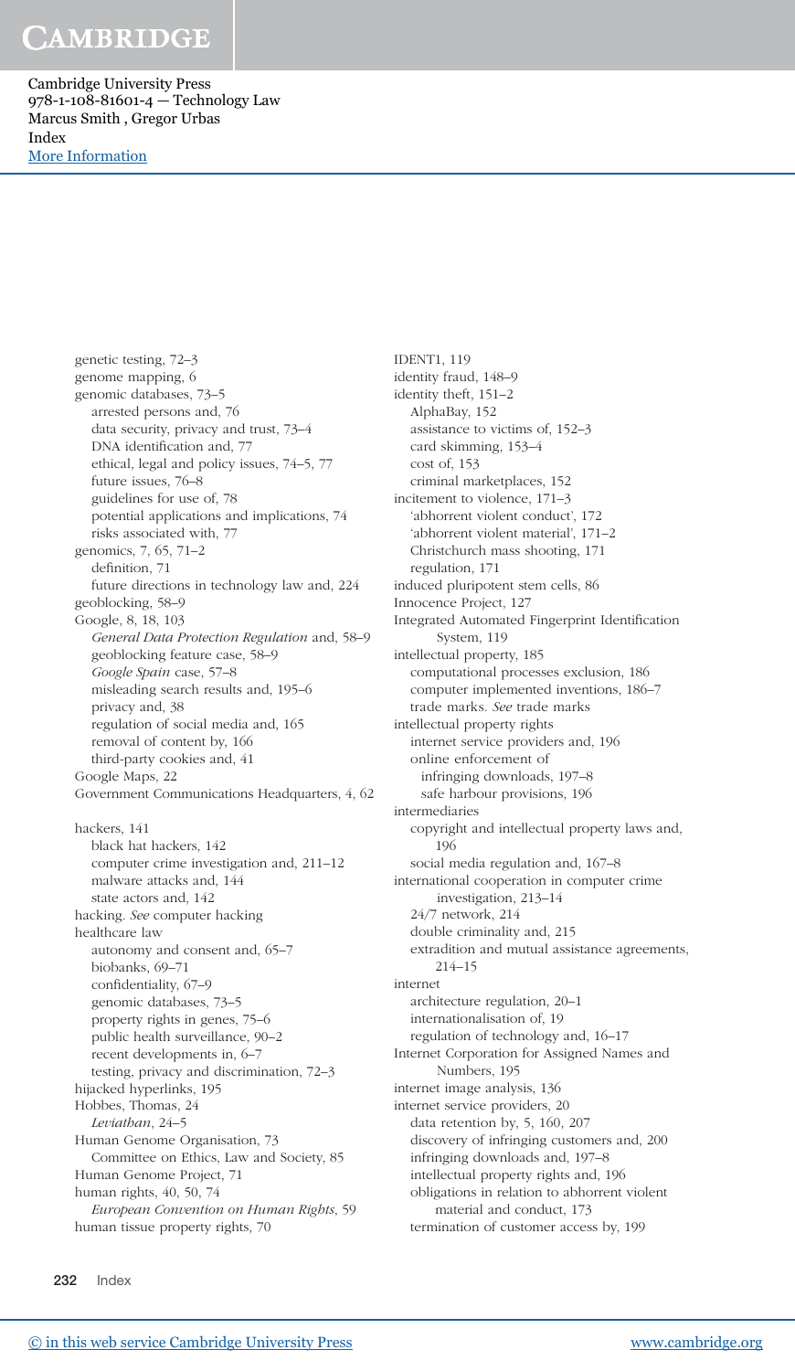genetic testing, 72–3
genome mapping, 6
genomic databases, 73–5
  arrested persons and, 76
  data security, privacy and trust, 73–4
  DNA identification and, 77
  ethical, legal and policy issues, 74–5, 77
  future issues, 76–8
  guidelines for use of, 78
  potential applications and implications, 74
  risks associated with, 77
genomics, 7, 65, 71–2
  definition, 71
  future directions in technology law and, 224
geoblocking, 58–9
Google, 8, 18, 103
  *General Data Protection Regulation* and, 58–9
  geoblocking feature case, 58–9
  *Google Spain* case, 57–8
  misleading search results and, 195–6
  privacy and, 38
  regulation of social media and, 165
  removal of content by, 166
  third-party cookies and, 41
Google Maps, 22
Government Communications Headquarters, 4, 62

hackers, 141
  black hat hackers, 142
  computer crime investigation and, 211–12
  malware attacks and, 144
  state actors and, 142
hacking. *See* computer hacking
healthcare law
  autonomy and consent and, 65–7
  biobanks, 69–71
  confidentiality, 67–9
  genomic databases, 73–5
  property rights in genes, 75–6
  public health surveillance, 90–2
  recent developments in, 6–7
  testing, privacy and discrimination, 72–3
hijacked hyperlinks, 195
Hobbes, Thomas, 24
  *Leviathan*, 24–5
Human Genome Organisation, 73
  Committee on Ethics, Law and Society, 85
Human Genome Project, 71
human rights, 40, 50, 74
  *European Convention on Human Rights*, 59
human tissue property rights, 70

IDENT1, 119
identity fraud, 148–9
identity theft, 151–2
  AlphaBay, 152
  assistance to victims of, 152–3
  card skimming, 153–4
  cost of, 153
  criminal marketplaces, 152
incitement to violence, 171–3
  'abhorrent violent conduct', 172
  'abhorrent violent material', 171–2
  Christchurch mass shooting, 171
  regulation, 171
induced pluripotent stem cells, 86
Innocence Project, 127
Integrated Automated Fingerprint Identification System, 119
intellectual property, 185
  computational processes exclusion, 186
  computer implemented inventions, 186–7
  trade marks. *See* trade marks
intellectual property rights
  internet service providers and, 196
  online enforcement of
    infringing downloads, 197–8
    safe harbour provisions, 196
intermediaries
  copyright and intellectual property laws and, 196
  social media regulation and, 167–8
international cooperation in computer crime investigation, 213–14
  24/7 network, 214
  double criminality and, 215
  extradition and mutual assistance agreements, 214–15
internet
  architecture regulation, 20–1
  internationalisation of, 19
  regulation of technology and, 16–17
Internet Corporation for Assigned Names and Numbers, 195
internet image analysis, 136
internet service providers, 20
  data retention by, 5, 160, 207
  discovery of infringing customers and, 200
  infringing downloads and, 197–8
  intellectual property rights and, 196
  obligations in relation to abhorrent violent material and conduct, 173
  termination of customer access by, 199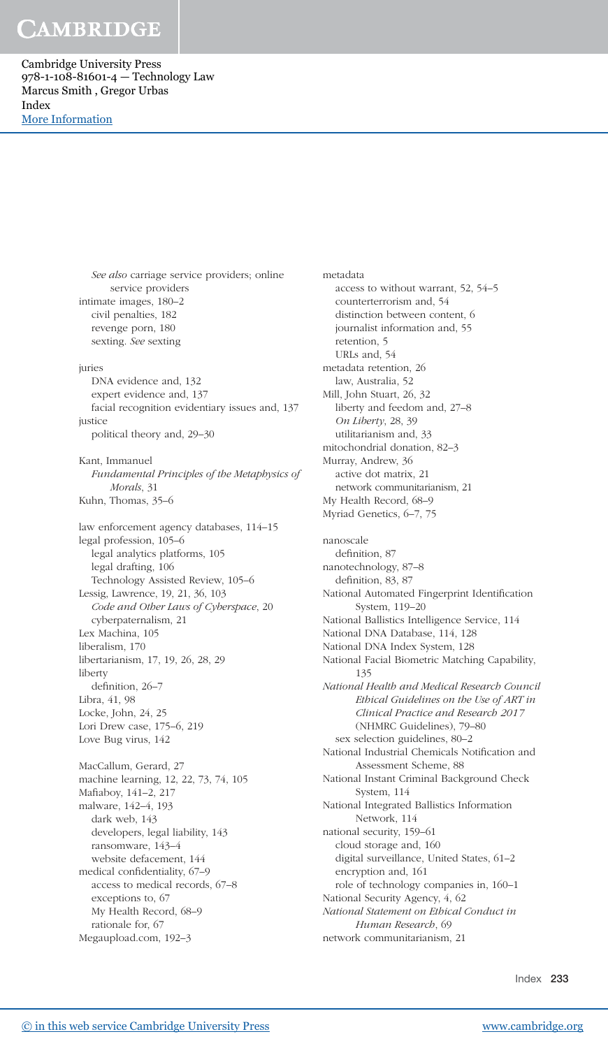*See also* carriage service providers; online service providers
intimate images, 180–2
civil penalties, 182
revenge porn, 180
sexting. *See* sexting

juries
DNA evidence and, 132
expert evidence and, 137
facial recognition evidentiary issues and, 137
justice
political theory and, 29–30

Kant, Immanuel
*Fundamental Principles of the Metaphysics of Morals*, 31
Kuhn, Thomas, 35–6

law enforcement agency databases, 114–15
legal profession, 105–6
legal analytics platforms, 105
legal drafting, 106
Technology Assisted Review, 105–6
Lessig, Lawrence, 19, 21, 36, 103
*Code and Other Laws of Cyberspace*, 20
cyberpaternalism, 21
Lex Machina, 105
liberalism, 170
libertarianism, 17, 19, 26, 28, 29
liberty
definition, 26–7
Libra, 41, 98
Locke, John, 24, 25
Lori Drew case, 175–6, 219
Love Bug virus, 142

MacCallum, Gerard, 27
machine learning, 12, 22, 73, 74, 105
Mafiaboy, 141–2, 217
malware, 142–4, 193
dark web, 143
developers, legal liability, 143
ransomware, 143–4
website defacement, 144
medical confidentiality, 67–9
access to medical records, 67–8
exceptions to, 67
My Health Record, 68–9
rationale for, 67
Megaupload.com, 192–3

metadata
access to without warrant, 52, 54–5
counterterrorism and, 54
distinction between content, 6
journalist information and, 55
retention, 5
URLs and, 54
metadata retention, 26
law, Australia, 52
Mill, John Stuart, 26, 32
liberty and feedom and, 27–8
*On Liberty*, 28, 39
utilitarianism and, 33
mitochondrial donation, 82–3
Murray, Andrew, 36
active dot matrix, 21
network communitarianism, 21
My Health Record, 68–9
Myriad Genetics, 6–7, 75

nanoscale
definition, 87
nanotechnology, 87–8
definition, 83, 87
National Automated Fingerprint Identification System, 119–20
National Ballistics Intelligence Service, 114
National DNA Database, 114, 128
National DNA Index System, 128
National Facial Biometric Matching Capability, 135
*National Health and Medical Research Council Ethical Guidelines on the Use of ART in Clinical Practice and Research 2017* (NHMRC Guidelines), 79–80
sex selection guidelines, 80–2
National Industrial Chemicals Notification and Assessment Scheme, 88
National Instant Criminal Background Check System, 114
National Integrated Ballistics Information Network, 114
national security, 159–61
cloud storage and, 160
digital surveillance, United States, 61–2
encryption and, 161
role of technology companies in, 160–1
National Security Agency, 4, 62
*National Statement on Ethical Conduct in Human Research*, 69
network communitarianism, 21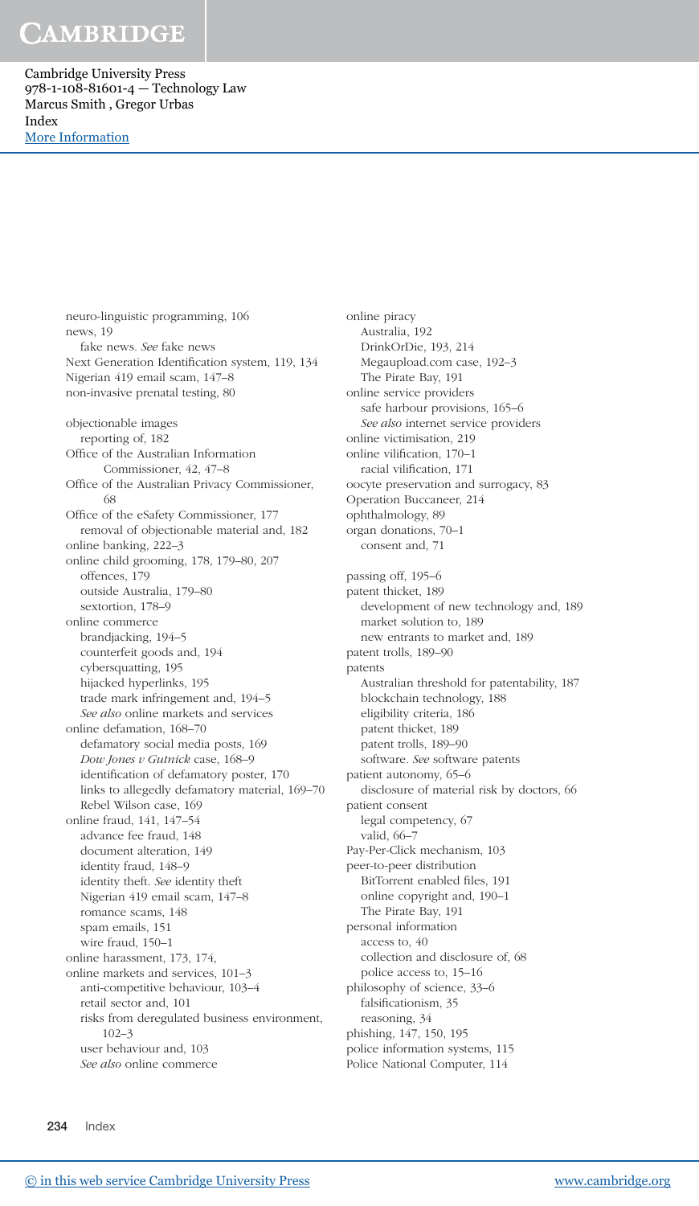neuro-linguistic programming, 106
news, 19
  fake news. *See* fake news
Next Generation Identification system, 119, 134
Nigerian 419 email scam, 147–8
non-invasive prenatal testing, 80

objectionable images
  reporting of, 182
Office of the Australian Information Commissioner, 42, 47–8
Office of the Australian Privacy Commissioner, 68
Office of the eSafety Commissioner, 177
  removal of objectionable material and, 182
online banking, 222–3
online child grooming, 178, 179–80, 207
  offences, 179
  outside Australia, 179–80
  sextortion, 178–9
online commerce
  brandjacking, 194–5
  counterfeit goods and, 194
  cybersquatting, 195
  hijacked hyperlinks, 195
  trade mark infringement and, 194–5
  *See also* online markets and services
online defamation, 168–70
  defamatory social media posts, 169
  *Dow Jones v Gutnick* case, 168–9
  identification of defamatory poster, 170
  links to allegedly defamatory material, 169–70
  Rebel Wilson case, 169
online fraud, 141, 147–54
  advance fee fraud, 148
  document alteration, 149
  identity fraud, 148–9
  identity theft. *See* identity theft
  Nigerian 419 email scam, 147–8
  romance scams, 148
  spam emails, 151
  wire fraud, 150–1
online harassment, 173, 174,
online markets and services, 101–3
  anti-competitive behaviour, 103–4
  retail sector and, 101
  risks from deregulated business environment, 102–3
  user behaviour and, 103
  *See also* online commerce
online piracy
  Australia, 192
  DrinkOrDie, 193, 214
  Megaupload.com case, 192–3
  The Pirate Bay, 191
online service providers
  safe harbour provisions, 165–6
  *See also* internet service providers
online victimisation, 219
online vilification, 170–1
  racial vilification, 171
oocyte preservation and surrogacy, 83
Operation Buccaneer, 214
ophthalmology, 89
organ donations, 70–1
  consent and, 71

passing off, 195–6
patent thicket, 189
  development of new technology and, 189
  market solution to, 189
  new entrants to market and, 189
patent trolls, 189–90
patents
  Australian threshold for patentability, 187
  blockchain technology, 188
  eligibility criteria, 186
  patent thicket, 189
  patent trolls, 189–90
  software. *See* software patents
patient autonomy, 65–6
  disclosure of material risk by doctors, 66
patient consent
  legal competency, 67
  valid, 66–7
Pay-Per-Click mechanism, 103
peer-to-peer distribution
  BitTorrent enabled files, 191
  online copyright and, 190–1
  The Pirate Bay, 191
personal information
  access to, 40
  collection and disclosure of, 68
  police access to, 15–16
philosophy of science, 33–6
  falsificationism, 35
  reasoning, 34
phishing, 147, 150, 195
police information systems, 115
Police National Computer, 114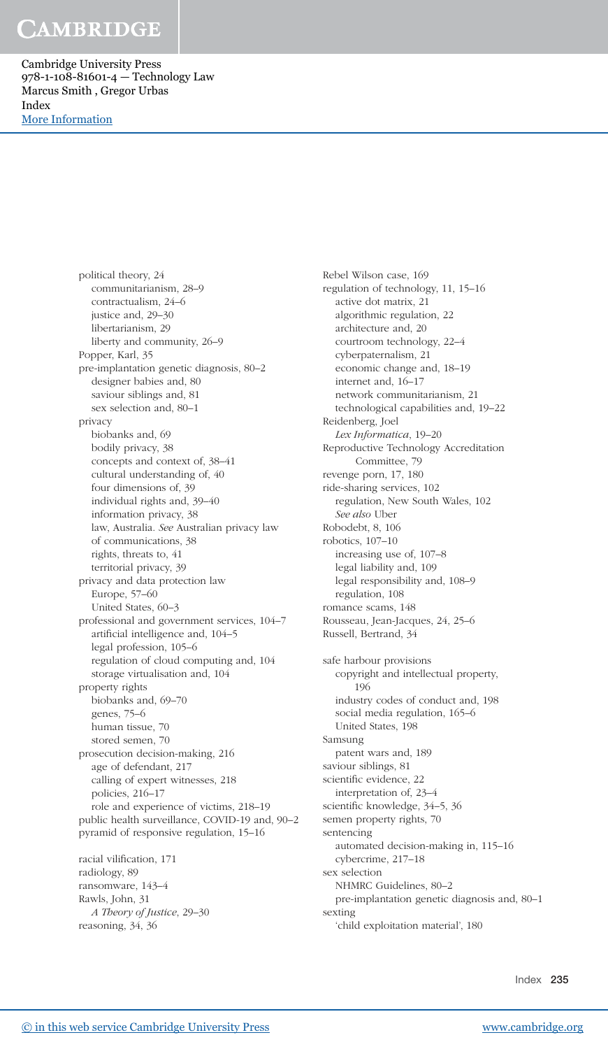political theory, 24
  communitarianism, 28–9
  contractualism, 24–6
  justice and, 29–30
  libertarianism, 29
  liberty and community, 26–9
Popper, Karl, 35
pre-implantation genetic diagnosis, 80–2
  designer babies and, 80
  saviour siblings and, 81
  sex selection and, 80–1
privacy
  biobanks and, 69
  bodily privacy, 38
  concepts and context of, 38–41
  cultural understanding of, 40
  four dimensions of, 39
  individual rights and, 39–40
  information privacy, 38
  law, Australia. *See* Australian privacy law
  of communications, 38
  rights, threats to, 41
  territorial privacy, 39
privacy and data protection law
  Europe, 57–60
  United States, 60–3
professional and government services, 104–7
  artificial intelligence and, 104–5
  legal profession, 105–6
  regulation of cloud computing and, 104
  storage virtualisation and, 104
property rights
  biobanks and, 69–70
  genes, 75–6
  human tissue, 70
  stored semen, 70
prosecution decision-making, 216
  age of defendant, 217
  calling of expert witnesses, 218
  policies, 216–17
  role and experience of victims, 218–19
public health surveillance, COVID-19 and, 90–2
pyramid of responsive regulation, 15–16

racial vilification, 171
radiology, 89
ransomware, 143–4
Rawls, John, 31
  *A Theory of Justice*, 29–30
reasoning, 34, 36

Rebel Wilson case, 169
regulation of technology, 11, 15–16
  active dot matrix, 21
  algorithmic regulation, 22
  architecture and, 20
  courtroom technology, 22–4
  cyberpaternalism, 21
  economic change and, 18–19
  internet and, 16–17
  network communitarianism, 21
  technological capabilities and, 19–22
Reidenberg, Joel
  *Lex Informatica*, 19–20
Reproductive Technology Accreditation Committee, 79
revenge porn, 17, 180
ride-sharing services, 102
  regulation, New South Wales, 102
  *See also* Uber
Robodebt, 8, 106
robotics, 107–10
  increasing use of, 107–8
  legal liability and, 109
  legal responsibility and, 108–9
  regulation, 108
romance scams, 148
Rousseau, Jean-Jacques, 24, 25–6
Russell, Bertrand, 34

safe harbour provisions
  copyright and intellectual property, 196
  industry codes of conduct and, 198
  social media regulation, 165–6
  United States, 198
Samsung
  patent wars and, 189
saviour siblings, 81
scientific evidence, 22
  interpretation of, 23–4
scientific knowledge, 34–5, 36
semen property rights, 70
sentencing
  automated decision-making in, 115–16
  cybercrime, 217–18
sex selection
  NHMRC Guidelines, 80–2
  pre-implantation genetic diagnosis and, 80–1
sexting
  'child exploitation material', 180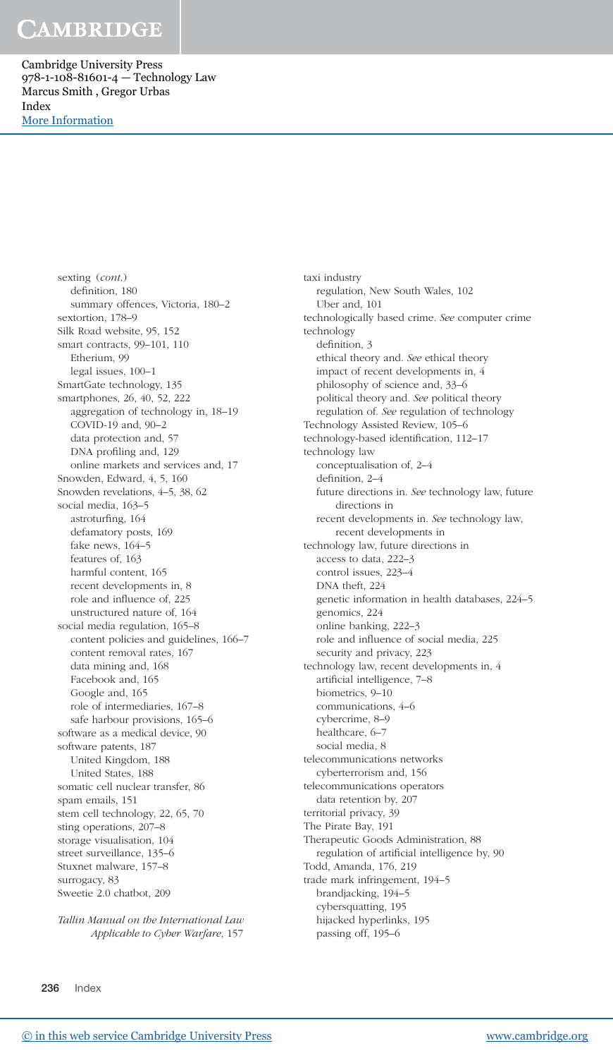sexting (*cont.*)
  definition, 180
  summary offences, Victoria, 180–2
sextortion, 178–9
Silk Road website, 95, 152
smart contracts, 99–101, 110
  Etherium, 99
  legal issues, 100–1
SmartGate technology, 135
smartphones, 26, 40, 52, 222
  aggregation of technology in, 18–19
  COVID-19 and, 90–2
  data protection and, 57
  DNA profiling and, 129
  online markets and services and, 17
Snowden, Edward, 4, 5, 160
Snowden revelations, 4–5, 38, 62
social media, 163–5
  astroturfing, 164
  defamatory posts, 169
  fake news, 164–5
  features of, 163
  harmful content, 165
  recent developments in, 8
  role and influence of, 225
  unstructured nature of, 164
social media regulation, 165–8
  content policies and guidelines, 166–7
  content removal rates, 167
  data mining and, 168
  Facebook and, 165
  Google and, 165
  role of intermediaries, 167–8
  safe harbour provisions, 165–6
software as a medical device, 90
software patents, 187
  United Kingdom, 188
  United States, 188
somatic cell nuclear transfer, 86
spam emails, 151
stem cell technology, 22, 65, 70
sting operations, 207–8
storage visualisation, 104
street surveillance, 135–6
Stuxnet malware, 157–8
surrogacy, 83
Sweetie 2.0 chatbot, 209

*Tallin Manual on the International Law Applicable to Cyber Warfare*, 157
taxi industry
  regulation, New South Wales, 102
  Uber and, 101
technologically based crime. *See* computer crime
technology
  definition, 3
  ethical theory and. *See* ethical theory
  impact of recent developments in, 4
  philosophy of science and, 33–6
  political theory and. *See* political theory
  regulation of. *See* regulation of technology
Technology Assisted Review, 105–6
technology-based identification, 112–17
technology law
  conceptualisation of, 2–4
  definition, 2–4
  future directions in. *See* technology law, future directions in
  recent developments in. *See* technology law, recent developments in
technology law, future directions in
  access to data, 222–3
  control issues, 223–4
  DNA theft, 224
  genetic information in health databases, 224–5
  genomics, 224
  online banking, 222–3
  role and influence of social media, 225
  security and privacy, 223
technology law, recent developments in, 4
  artificial intelligence, 7–8
  biometrics, 9–10
  communications, 4–6
  cybercrime, 8–9
  healthcare, 6–7
  social media, 8
telecommunications networks
  cyberterrorism and, 156
telecommunications operators
  data retention by, 207
territorial privacy, 39
The Pirate Bay, 191
Therapeutic Goods Administration, 88
  regulation of artificial intelligence by, 90
Todd, Amanda, 176, 219
trade mark infringement, 194–5
  brandjacking, 194–5
  cybersquatting, 195
  hijacked hyperlinks, 195
  passing off, 195–6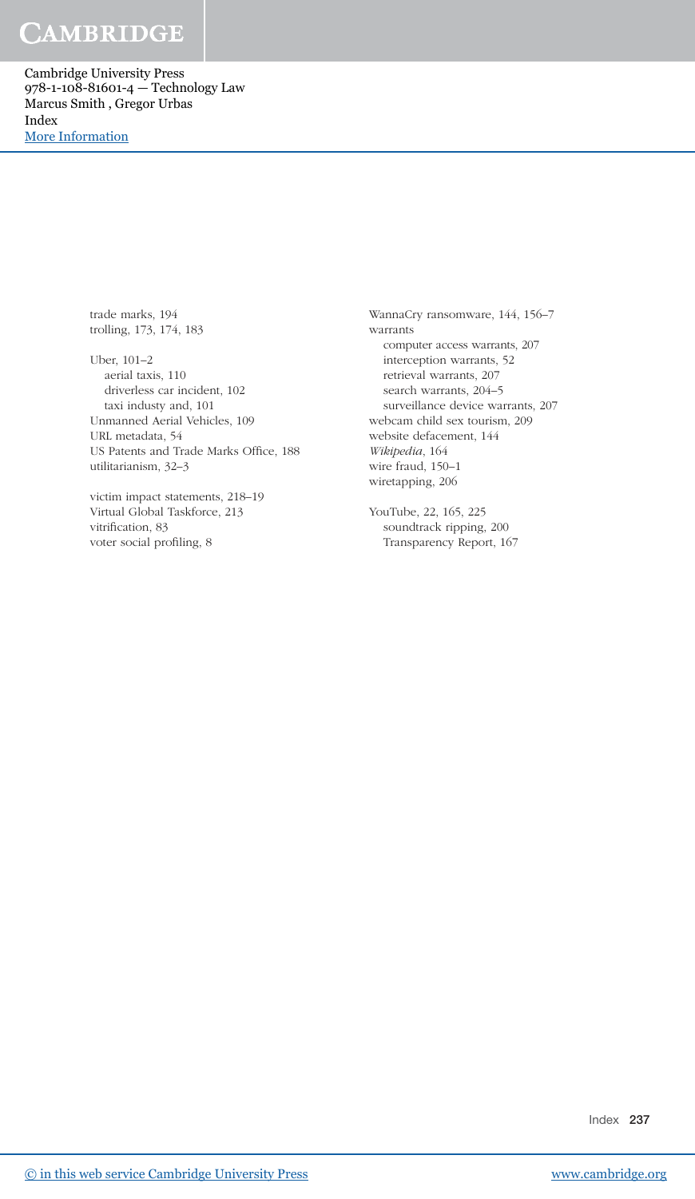trade marks, 194
trolling, 173, 174, 183

Uber, 101–2
  aerial taxis, 110
  driverless car incident, 102
  taxi industy and, 101
Unmanned Aerial Vehicles, 109
URL metadata, 54
US Patents and Trade Marks Office, 188
utilitarianism, 32–3

victim impact statements, 218–19
Virtual Global Taskforce, 213
vitrification, 83
voter social profiling, 8

WannaCry ransomware, 144, 156–7
warrants
  computer access warrants, 207
  interception warrants, 52
  retrieval warrants, 207
  search warrants, 204–5
  surveillance device warrants, 207
webcam child sex tourism, 209
website defacement, 144
*Wikipedia*, 164
wire fraud, 150–1
wiretapping, 206

YouTube, 22, 165, 225
  soundtrack ripping, 200
  Transparency Report, 167